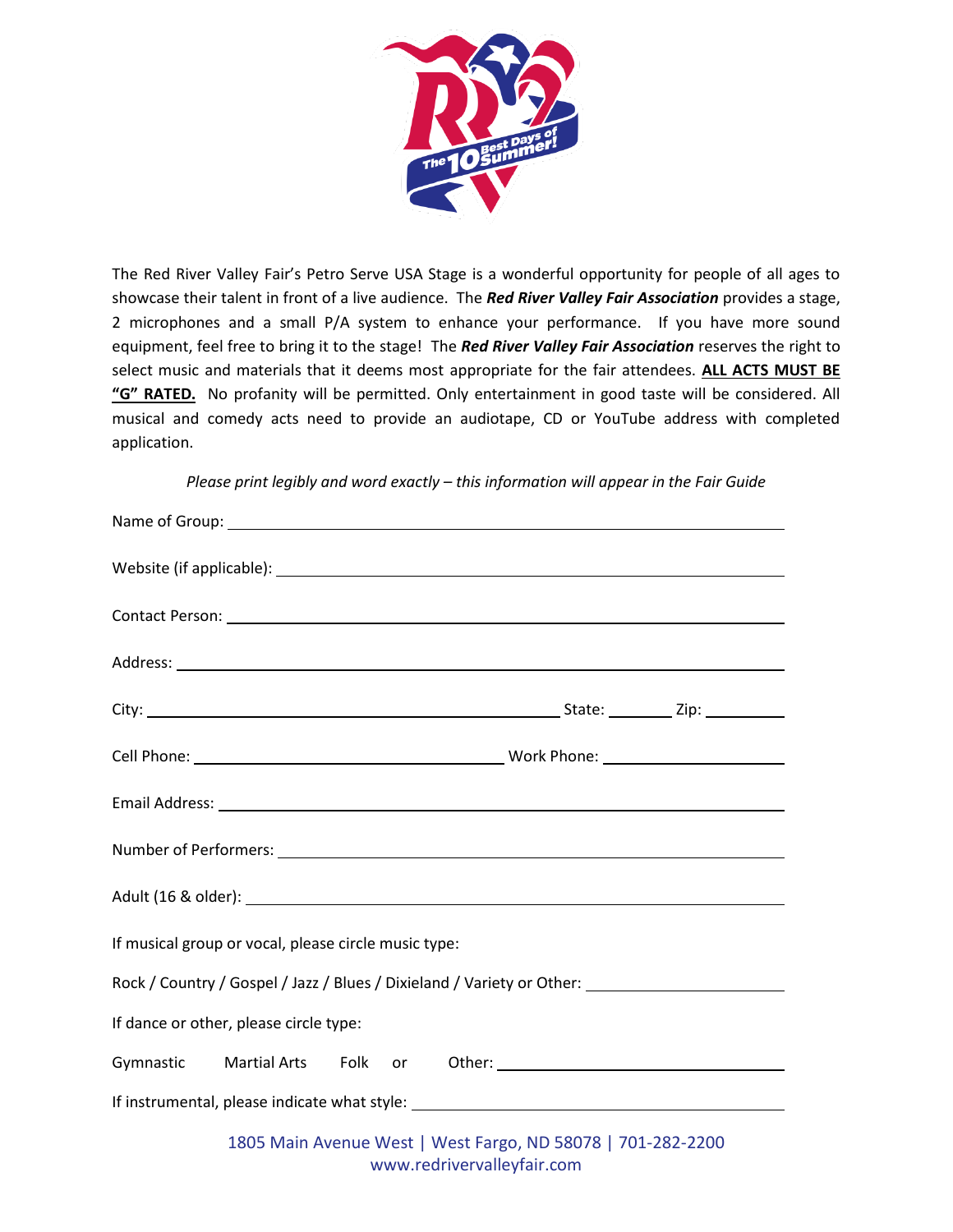The Red River Valley Fair's Petro Serve USA Stage is a wonderful opportunity for people of all ages to showcase their talent in front of a live audience. The ***Red River Valley Fair Association*** provides a stage, 2 microphones and a small P/A system to enhance your performance. If you have more sound equipment, feel free to bring it to the stage! The ***Red River Valley Fair Association*** reserves the right to select music and materials that it deems most appropriate for the fair attendees. **ALL ACTS MUST BE "G" RATED.** No profanity will be permitted. Only entertainment in good taste will be considered. All musical and comedy acts need to provide an audiotape, CD or YouTube address with completed application.

*Please print legibly and word exactly – this information will appear in the Fair Guide*

Name of Group: ______________________________

Website (if applicable): ______________________________

Contact Person: ______________________________

Address: ______________________________

City: ______________________ State: ________ Zip: __________

Cell Phone: ______________________ Work Phone: ______________________

Email Address: ______________________________

Number of Performers: ______________________________

Adult (16 & older): ______________________________

If musical group or vocal, please circle music type:

Rock / Country / Gospel / Jazz / Blues / Dixieland / Variety or Other: ______________________

If dance or other, please circle type:

Gymnastic    Martial Arts    Folk    or    Other: ______________________

If instrumental, please indicate what style: ______________________________

1805 Main Avenue West | West Fargo, ND 58078 | 701-282-2200
www.redrivervalleyfair.com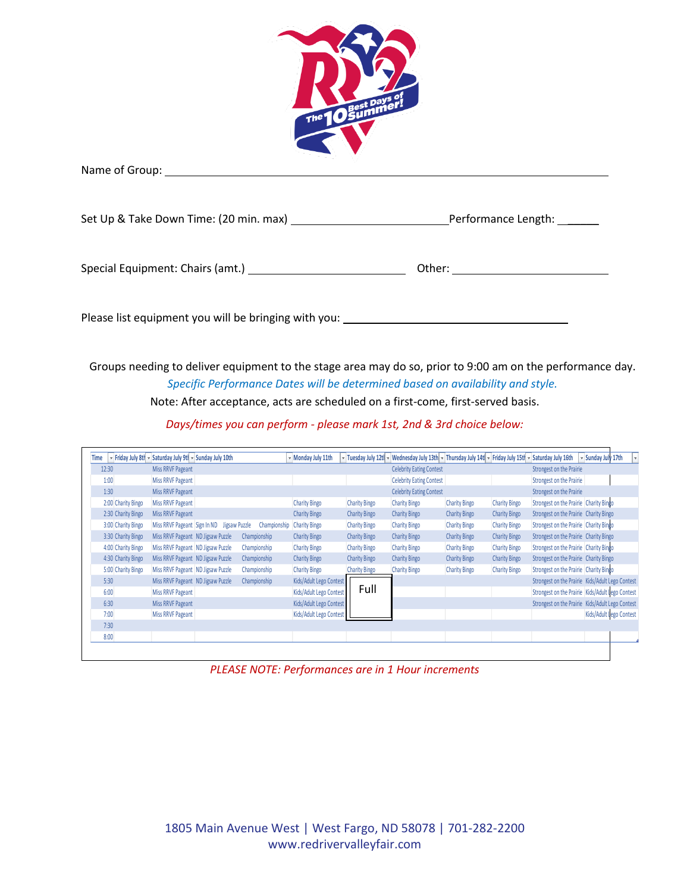Name of Group: ___________________________________________________________________

Set Up & Take Down Time: (20 min. max) ________________________ Performance Length: ______

Special Equipment: Chairs (amt.) ________________________ Other: ________________________

Please list equipment you will be bringing with you: ____________________________________

Groups needing to deliver equipment to the stage area may do so, prior to 9:00 am on the performance day.

*Specific Performance Dates will be determined based on availability and style.*

Note: After acceptance, acts are scheduled on a first-come, first-served basis.

*Days/times you can perform - please mark 1st, 2nd & 3rd choice below:*

| Time | Friday July 8th | Saturday July 9th | Sunday July 10th | Monday July 11th | Tuesday July 12th | Wednesday July 13th | Thursday July 14th | Friday July 15th | Saturday July 16th | Sunday July 17th |
|---|---|---|---|---|---|---|---|---|---|---|
| 12:30 | | Miss RRVF Pageant | | | | Celebrity Eating Contest | | | Strongest on the Prairie | |
| 1:00 | | Miss RRVF Pageant | | | | Celebrity Eating Contest | | | Strongest on the Prairie | |
| 1:30 | | Miss RRVF Pageant | | | | Celebrity Eating Contest | | | Strongest on the Prairie | |
| 2:00 | Charity Bingo | Miss RRVF Pageant | | Charity Bingo | Charity Bingo | Charity Bingo | Charity Bingo | Charity Bingo | Strongest on the Prairie | Charity Bingo |
| 2:30 | Charity Bingo | Miss RRVF Pageant | | Charity Bingo | Charity Bingo | Charity Bingo | Charity Bingo | Charity Bingo | Strongest on the Prairie | Charity Bingo |
| 3:00 | Charity Bingo | Miss RRVF Pageant | Sign In ND Jigsaw Puzzle Championship | Charity Bingo | Charity Bingo | Charity Bingo | Charity Bingo | Charity Bingo | Strongest on the Prairie | Charity Bingo |
| 3:30 | Charity Bingo | Miss RRVF Pageant | ND Jigsaw Puzzle Championship | Charity Bingo | Charity Bingo | Charity Bingo | Charity Bingo | Charity Bingo | Strongest on the Prairie | Charity Bingo |
| 4:00 | Charity Bingo | Miss RRVF Pageant | ND Jigsaw Puzzle Championship | Charity Bingo | Charity Bingo | Charity Bingo | Charity Bingo | Charity Bingo | Strongest on the Prairie | Charity Bingo |
| 4:30 | Charity Bingo | Miss RRVF Pageant | ND Jigsaw Puzzle Championship | Charity Bingo | Charity Bingo | Charity Bingo | Charity Bingo | Charity Bingo | Strongest on the Prairie | Charity Bingo |
| 5:00 | Charity Bingo | Miss RRVF Pageant | ND Jigsaw Puzzle Championship | Charity Bingo | Charity Bingo | Charity Bingo | Charity Bingo | Charity Bingo | Strongest on the Prairie | Charity Bingo |
| 5:30 | | Miss RRVF Pageant | ND Jigsaw Puzzle Championship | Kids/Adult Lego Contest | | | | | Strongest on the Prairie | Kids/Adult Lego Contest |
| 6:00 | | Miss RRVF Pageant | | Kids/Adult Lego Contest | Full | | | | Strongest on the Prairie | Kids/Adult Lego Contest |
| 6:30 | | Miss RRVF Pageant | | Kids/Adult Lego Contest | | | | | Strongest on the Prairie | Kids/Adult Lego Contest |
| 7:00 | | Miss RRVF Pageant | | Kids/Adult Lego Contest | | | | | | Kids/Adult Lego Contest |
| 7:30 | | | | | | | | | | |
| 8:00 | | | | | | | | | | |

*PLEASE NOTE: Performances are in 1 Hour increments*

1805 Main Avenue West | West Fargo, ND 58078 | 701-282-2200
www.redrivervalleyfair.com